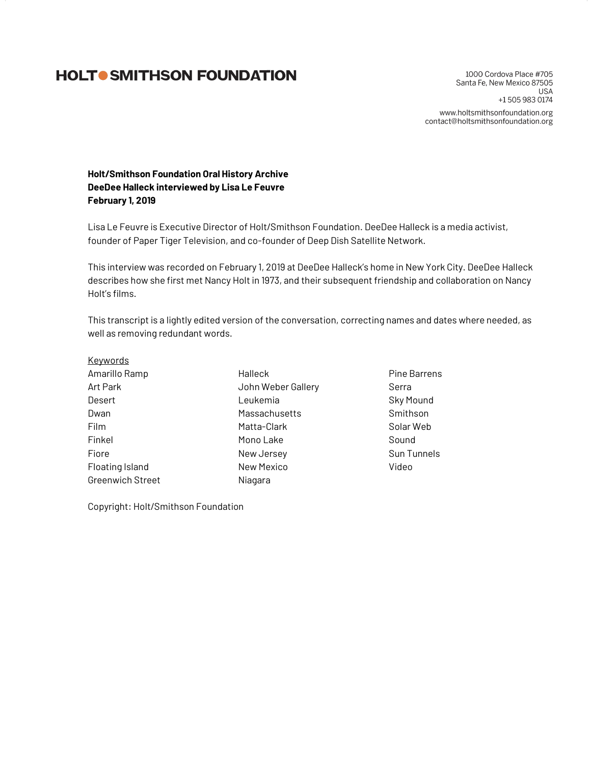# HOLT● SMITHSON FOUNDATION

1000 Cordova Place #705
Santa Fe, New Mexico 87505
USA
+1 505 983 0174

www.holtsmithsonfoundation.org
contact@holtsmithsonfoundation.org

**Holt/Smithson Foundation Oral History Archive**
**DeeDee Halleck interviewed by Lisa Le Feuvre**
**February 1, 2019**

Lisa Le Feuvre is Executive Director of Holt/Smithson Foundation. DeeDee Halleck is a media activist, founder of Paper Tiger Television, and co-founder of Deep Dish Satellite Network.

This interview was recorded on February 1, 2019 at DeeDee Halleck's home in New York City. DeeDee Halleck describes how she first met Nancy Holt in 1973, and their subsequent friendship and collaboration on Nancy Holt's films.

This transcript is a lightly edited version of the conversation, correcting names and dates where needed, as well as removing redundant words.

<u>Keywords</u>

| | | |
|---|---|---|
| Amarillo Ramp | Halleck | Pine Barrens |
| Art Park | John Weber Gallery | Serra |
| Desert | Leukemia | Sky Mound |
| Dwan | Massachusetts | Smithson |
| Film | Matta-Clark | Solar Web |
| Finkel | Mono Lake | Sound |
| Fiore | New Jersey | Sun Tunnels |
| Floating Island | New Mexico | Video |
| Greenwich Street | Niagara | |

Copyright: Holt/Smithson Foundation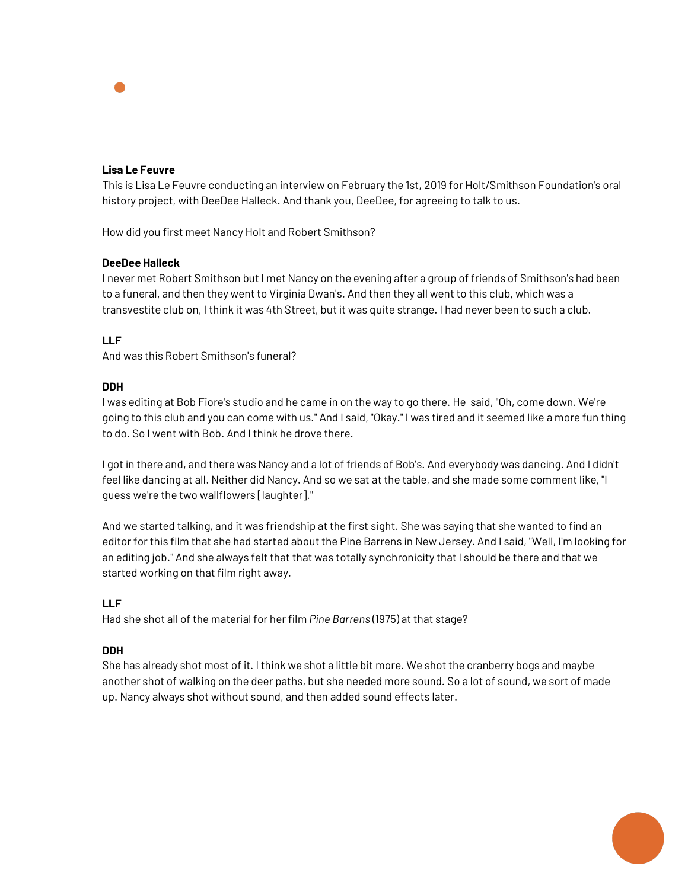**Lisa Le Feuvre**
This is Lisa Le Feuvre conducting an interview on February the 1st, 2019 for Holt/Smithson Foundation's oral history project, with DeeDee Halleck. And thank you, DeeDee, for agreeing to talk to us.

How did you first meet Nancy Holt and Robert Smithson?

**DeeDee Halleck**
I never met Robert Smithson but I met Nancy on the evening after a group of friends of Smithson's had been to a funeral, and then they went to Virginia Dwan's. And then they all went to this club, which was a transvestite club on, I think it was 4th Street, but it was quite strange. I had never been to such a club.

**LLF**
And was this Robert Smithson's funeral?

**DDH**
I was editing at Bob Fiore's studio and he came in on the way to go there. He said, "Oh, come down. We're going to this club and you can come with us." And I said, "Okay." I was tired and it seemed like a more fun thing to do. So I went with Bob. And I think he drove there.

I got in there and, and there was Nancy and a lot of friends of Bob's. And everybody was dancing. And I didn't feel like dancing at all. Neither did Nancy. And so we sat at the table, and she made some comment like, "I guess we're the two wallflowers [laughter]."

And we started talking, and it was friendship at the first sight. She was saying that she wanted to find an editor for this film that she had started about the Pine Barrens in New Jersey. And I said, "Well, I'm looking for an editing job." And she always felt that that was totally synchronicity that I should be there and that we started working on that film right away.

**LLF**
Had she shot all of the material for her film *Pine Barrens* (1975) at that stage?

**DDH**
She has already shot most of it. I think we shot a little bit more. We shot the cranberry bogs and maybe another shot of walking on the deer paths, but she needed more sound. So a lot of sound, we sort of made up. Nancy always shot without sound, and then added sound effects later.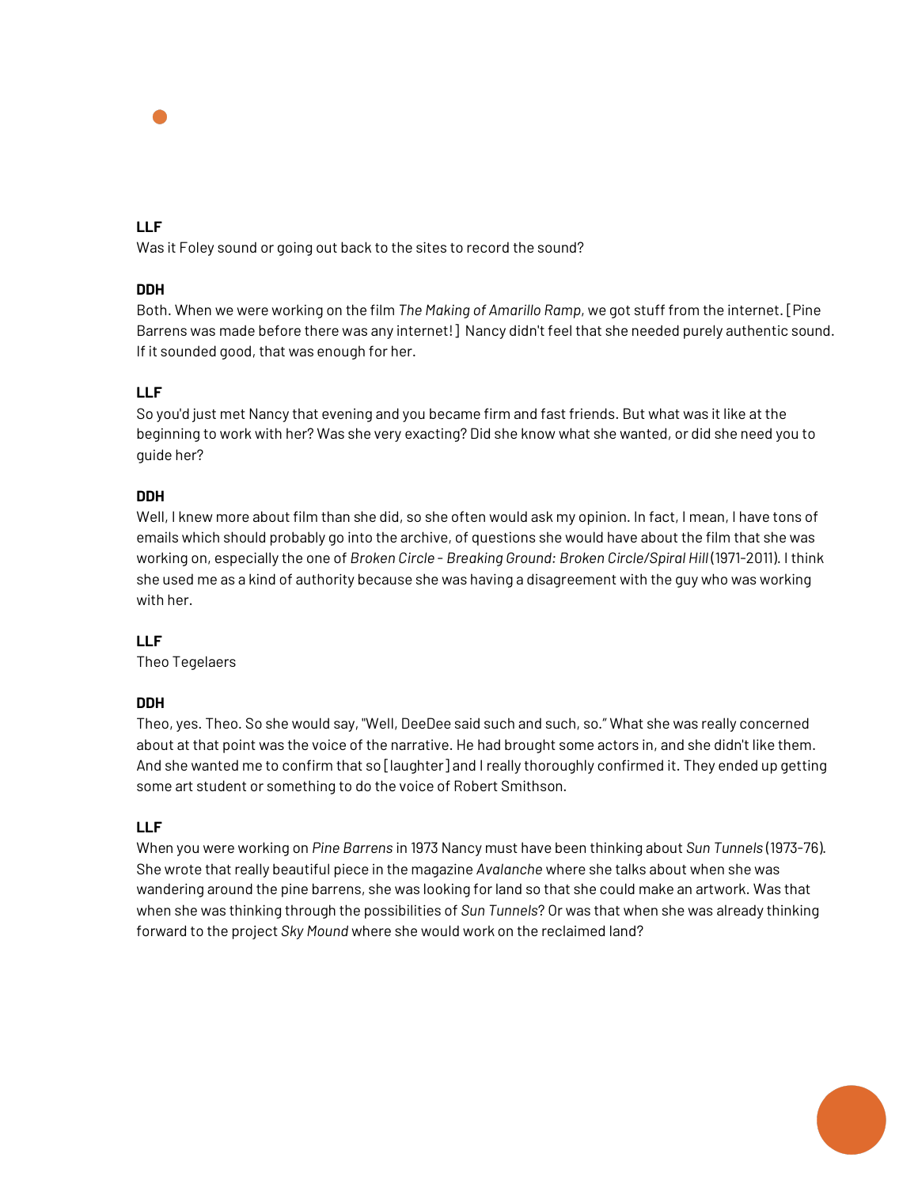**LLF**
Was it Foley sound or going out back to the sites to record the sound?

**DDH**
Both. When we were working on the film *The Making of Amarillo Ramp*, we got stuff from the internet. [Pine Barrens was made before there was any internet! ] Nancy didn't feel that she needed purely authentic sound. If it sounded good, that was enough for her.

**LLF**
So you'd just met Nancy that evening and you became firm and fast friends. But what was it like at the beginning to work with her? Was she very exacting? Did she know what she wanted, or did she need you to guide her?

**DDH**
Well, I knew more about film than she did, so she often would ask my opinion. In fact, I mean, I have tons of emails which should probably go into the archive, of questions she would have about the film that she was working on, especially the one of *Broken Circle - Breaking Ground: Broken Circle/Spiral Hill* (1971–2011). I think she used me as a kind of authority because she was having a disagreement with the guy who was working with her.

**LLF**
Theo Tegelaers

**DDH**
Theo, yes. Theo. So she would say, "Well, DeeDee said such and such, so." What she was really concerned about at that point was the voice of the narrative. He had brought some actors in, and she didn't like them. And she wanted me to confirm that so [laughter] and I really thoroughly confirmed it. They ended up getting some art student or something to do the voice of Robert Smithson.

**LLF**
When you were working on *Pine Barrens* in 1973 Nancy must have been thinking about *Sun Tunnels* (1973–76). She wrote that really beautiful piece in the magazine *Avalanche* where she talks about when she was wandering around the pine barrens, she was looking for land so that she could make an artwork. Was that when she was thinking through the possibilities of *Sun Tunnels*? Or was that when she was already thinking forward to the project *Sky Mound* where she would work on the reclaimed land?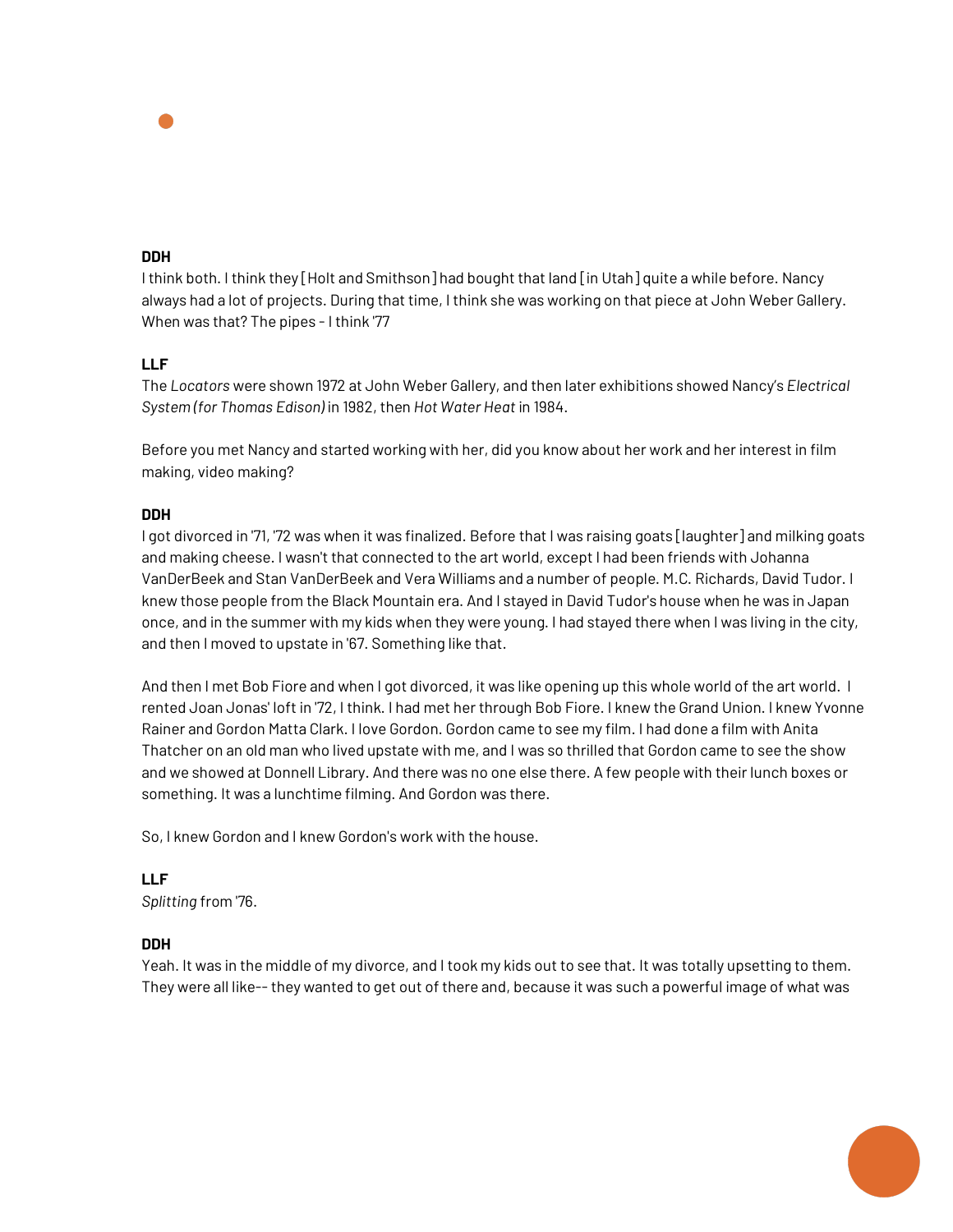**DDH**
I think both. I think they [Holt and Smithson] had bought that land [in Utah] quite a while before. Nancy always had a lot of projects. During that time, I think she was working on that piece at John Weber Gallery. When was that? The pipes - I think '77

**LLF**
The *Locators* were shown 1972 at John Weber Gallery, and then later exhibitions showed Nancy's *Electrical System (for Thomas Edison)* in 1982, then *Hot Water Heat* in 1984.

Before you met Nancy and started working with her, did you know about her work and her interest in film making, video making?

**DDH**
I got divorced in '71, '72 was when it was finalized. Before that I was raising goats [laughter] and milking goats and making cheese. I wasn't that connected to the art world, except I had been friends with Johanna VanDerBeek and Stan VanDerBeek and Vera Williams and a number of people. M.C. Richards, David Tudor. I knew those people from the Black Mountain era. And I stayed in David Tudor's house when he was in Japan once, and in the summer with my kids when they were young. I had stayed there when I was living in the city, and then I moved to upstate in '67. Something like that.

And then I met Bob Fiore and when I got divorced, it was like opening up this whole world of the art world. I rented Joan Jonas' loft in '72, I think. I had met her through Bob Fiore. I knew the Grand Union. I knew Yvonne Rainer and Gordon Matta Clark. I love Gordon. Gordon came to see my film. I had done a film with Anita Thatcher on an old man who lived upstate with me, and I was so thrilled that Gordon came to see the show and we showed at Donnell Library. And there was no one else there. A few people with their lunch boxes or something. It was a lunchtime filming. And Gordon was there.

So, I knew Gordon and I knew Gordon's work with the house.

**LLF**
*Splitting* from '76.

**DDH**
Yeah. It was in the middle of my divorce, and I took my kids out to see that. It was totally upsetting to them. They were all like-- they wanted to get out of there and, because it was such a powerful image of what was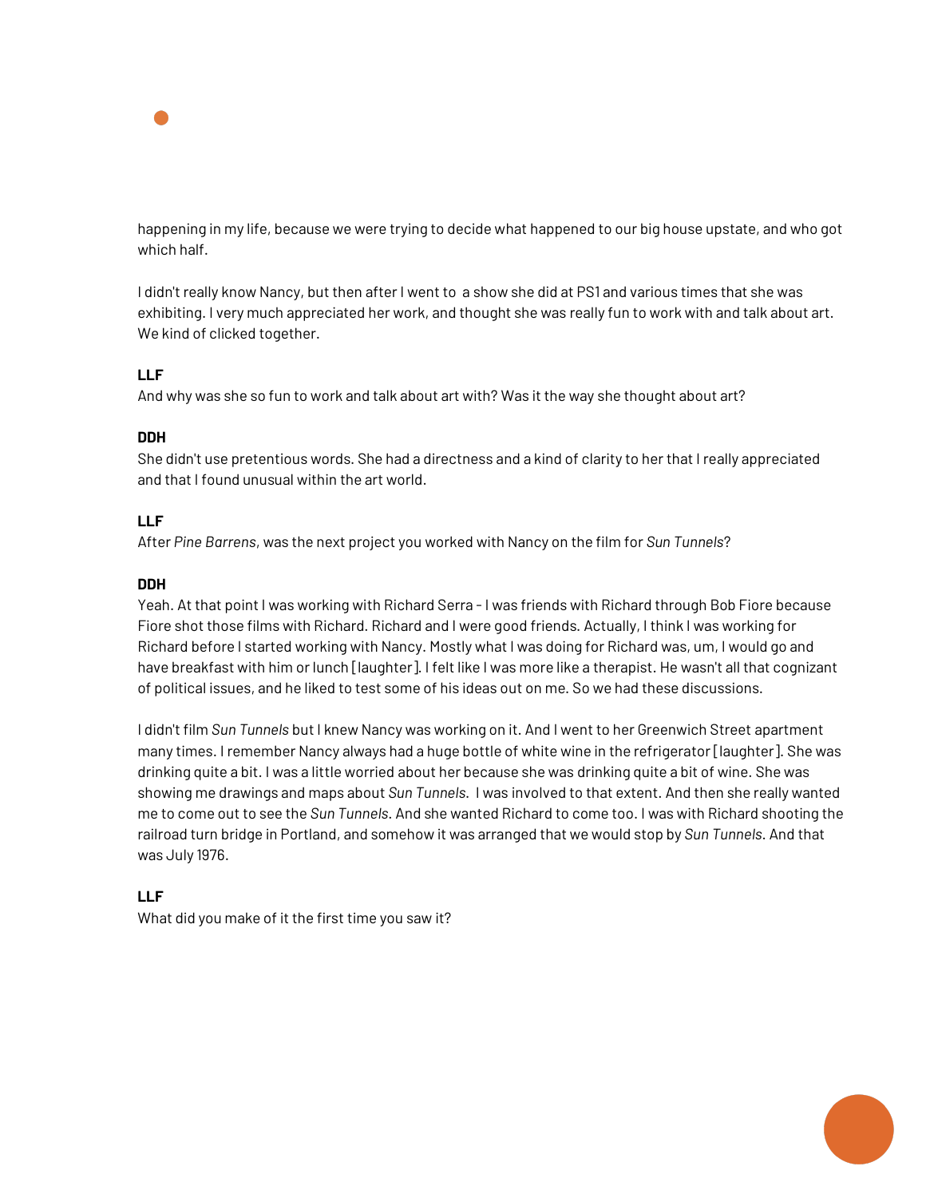happening in my life, because we were trying to decide what happened to our big house upstate, and who got which half.

I didn't really know Nancy, but then after I went to a show she did at PS1 and various times that she was exhibiting. I very much appreciated her work, and thought she was really fun to work with and talk about art. We kind of clicked together.

**LLF**
And why was she so fun to work and talk about art with? Was it the way she thought about art?

**DDH**
She didn't use pretentious words. She had a directness and a kind of clarity to her that I really appreciated and that I found unusual within the art world.

**LLF**
After *Pine Barrens*, was the next project you worked with Nancy on the film for *Sun Tunnels*?

**DDH**
Yeah. At that point I was working with Richard Serra - I was friends with Richard through Bob Fiore because Fiore shot those films with Richard. Richard and I were good friends. Actually, I think I was working for Richard before I started working with Nancy. Mostly what I was doing for Richard was, um, I would go and have breakfast with him or lunch [laughter]. I felt like I was more like a therapist. He wasn't all that cognizant of political issues, and he liked to test some of his ideas out on me. So we had these discussions.

I didn't film *Sun Tunnels* but I knew Nancy was working on it. And I went to her Greenwich Street apartment many times. I remember Nancy always had a huge bottle of white wine in the refrigerator [laughter]. She was drinking quite a bit. I was a little worried about her because she was drinking quite a bit of wine. She was showing me drawings and maps about *Sun Tunnels*. I was involved to that extent. And then she really wanted me to come out to see the *Sun Tunnels*. And she wanted Richard to come too. I was with Richard shooting the railroad turn bridge in Portland, and somehow it was arranged that we would stop by *Sun Tunnels*. And that was July 1976.

**LLF**
What did you make of it the first time you saw it?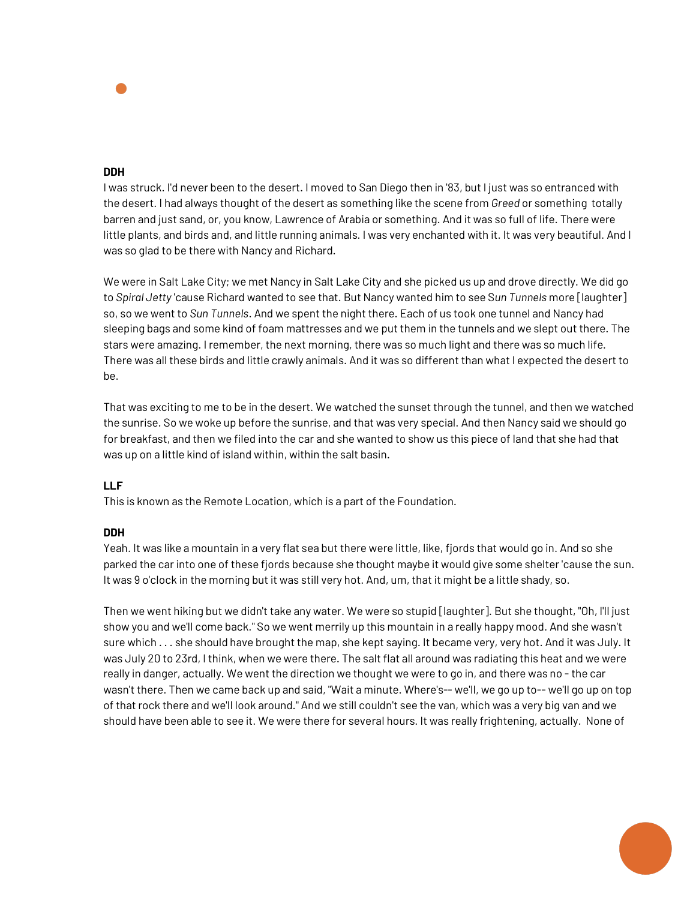**DDH**
I was struck. I'd never been to the desert. I moved to San Diego then in '83, but I just was so entranced with the desert. I had always thought of the desert as something like the scene from *Greed* or something totally barren and just sand, or, you know, Lawrence of Arabia or something. And it was so full of life. There were little plants, and birds and, and little running animals. I was very enchanted with it. It was very beautiful. And I was so glad to be there with Nancy and Richard.

We were in Salt Lake City; we met Nancy in Salt Lake City and she picked us up and drove directly. We did go to *Spiral Jetty* 'cause Richard wanted to see that. But Nancy wanted him to see *Sun Tunnels* more [laughter] so, so we went to *Sun Tunnels*. And we spent the night there. Each of us took one tunnel and Nancy had sleeping bags and some kind of foam mattresses and we put them in the tunnels and we slept out there. The stars were amazing. I remember, the next morning, there was so much light and there was so much life. There was all these birds and little crawly animals. And it was so different than what I expected the desert to be.

That was exciting to me to be in the desert. We watched the sunset through the tunnel, and then we watched the sunrise. So we woke up before the sunrise, and that was very special. And then Nancy said we should go for breakfast, and then we filed into the car and she wanted to show us this piece of land that she had that was up on a little kind of island within, within the salt basin.

**LLF**
This is known as the Remote Location, which is a part of the Foundation.

**DDH**
Yeah. It was like a mountain in a very flat sea but there were little, like, fjords that would go in. And so she parked the car into one of these fjords because she thought maybe it would give some shelter 'cause the sun. It was 9 o'clock in the morning but it was still very hot. And, um, that it might be a little shady, so.

Then we went hiking but we didn't take any water. We were so stupid [laughter]. But she thought, "Oh, I'll just show you and we'll come back." So we went merrily up this mountain in a really happy mood. And she wasn't sure which . . . she should have brought the map, she kept saying. It became very, very hot. And it was July. It was July 20 to 23rd, I think, when we were there. The salt flat all around was radiating this heat and we were really in danger, actually. We went the direction we thought we were to go in, and there was no - the car wasn't there. Then we came back up and said, "Wait a minute. Where's-- we'll, we go up to-- we'll go up on top of that rock there and we'll look around." And we still couldn't see the van, which was a very big van and we should have been able to see it. We were there for several hours. It was really frightening, actually. None of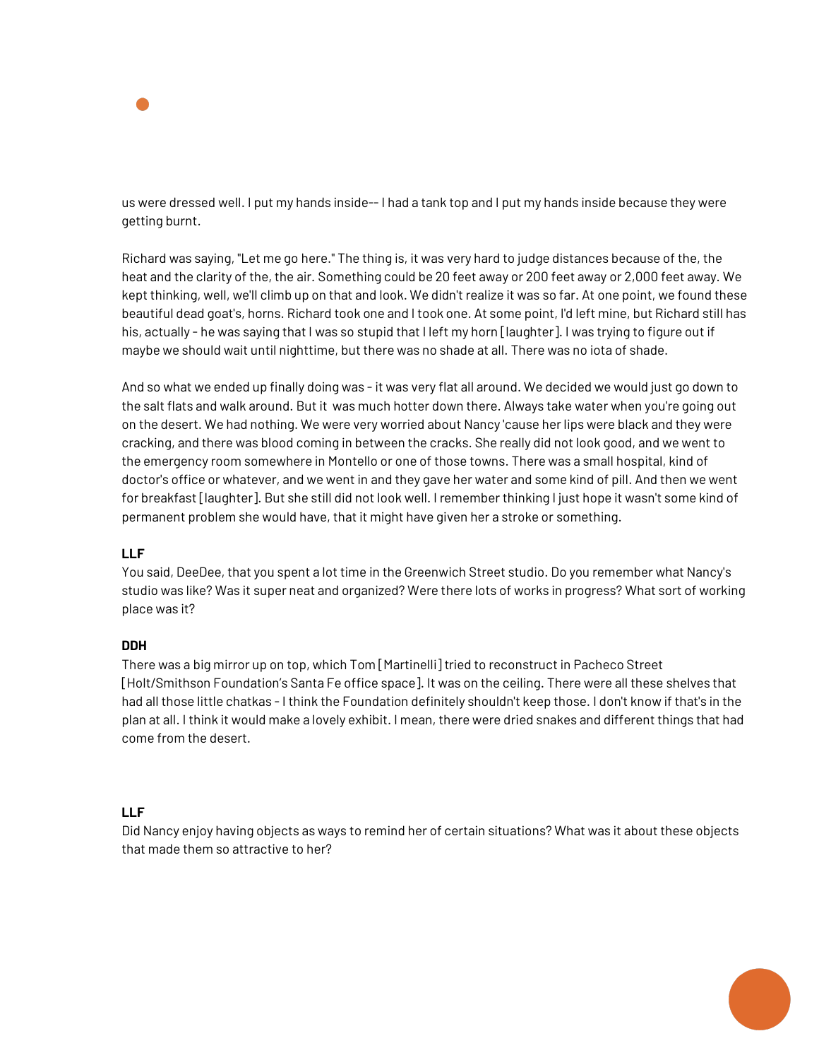us were dressed well. I put my hands inside-- I had a tank top and I put my hands inside because they were getting burnt.

Richard was saying, "Let me go here." The thing is, it was very hard to judge distances because of the, the heat and the clarity of the, the air. Something could be 20 feet away or 200 feet away or 2,000 feet away. We kept thinking, well, we'll climb up on that and look. We didn't realize it was so far. At one point, we found these beautiful dead goat's, horns. Richard took one and I took one. At some point, I'd left mine, but Richard still has his, actually - he was saying that I was so stupid that I left my horn [laughter]. I was trying to figure out if maybe we should wait until nighttime, but there was no shade at all. There was no iota of shade.

And so what we ended up finally doing was - it was very flat all around. We decided we would just go down to the salt flats and walk around. But it was much hotter down there. Always take water when you're going out on the desert. We had nothing. We were very worried about Nancy 'cause her lips were black and they were cracking, and there was blood coming in between the cracks. She really did not look good, and we went to the emergency room somewhere in Montello or one of those towns. There was a small hospital, kind of doctor's office or whatever, and we went in and they gave her water and some kind of pill. And then we went for breakfast [laughter]. But she still did not look well. I remember thinking I just hope it wasn't some kind of permanent problem she would have, that it might have given her a stroke or something.

**LLF**
You said, DeeDee, that you spent a lot time in the Greenwich Street studio. Do you remember what Nancy's studio was like? Was it super neat and organized? Were there lots of works in progress? What sort of working place was it?

**DDH**
There was a big mirror up on top, which Tom [Martinelli] tried to reconstruct in Pacheco Street [Holt/Smithson Foundation's Santa Fe office space]. It was on the ceiling. There were all these shelves that had all those little chatkas - I think the Foundation definitely shouldn't keep those. I don't know if that's in the plan at all. I think it would make a lovely exhibit. I mean, there were dried snakes and different things that had come from the desert.

**LLF**
Did Nancy enjoy having objects as ways to remind her of certain situations? What was it about these objects that made them so attractive to her?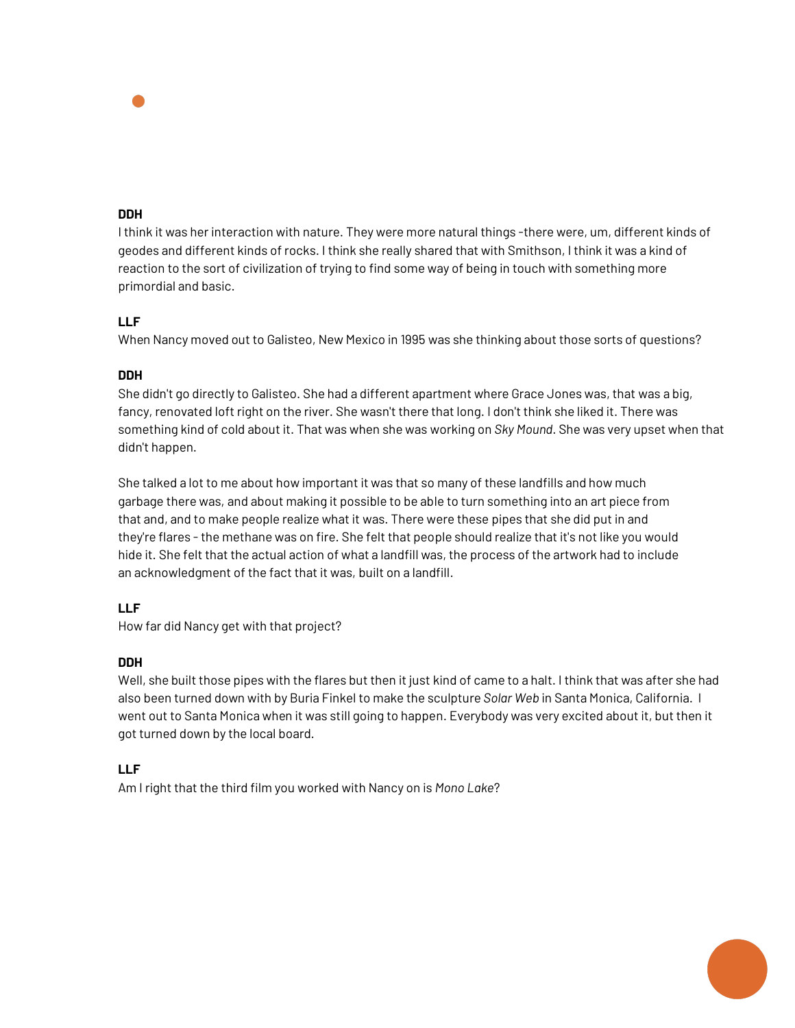**DDH**
I think it was her interaction with nature. They were more natural things -there were, um, different kinds of geodes and different kinds of rocks. I think she really shared that with Smithson, I think it was a kind of reaction to the sort of civilization of trying to find some way of being in touch with something more primordial and basic.

**LLF**
When Nancy moved out to Galisteo, New Mexico in 1995 was she thinking about those sorts of questions?

**DDH**
She didn't go directly to Galisteo. She had a different apartment where Grace Jones was, that was a big, fancy, renovated loft right on the river. She wasn't there that long. I don't think she liked it. There was something kind of cold about it. That was when she was working on *Sky Mound*. She was very upset when that didn't happen.

She talked a lot to me about how important it was that so many of these landfills and how much garbage there was, and about making it possible to be able to turn something into an art piece from that and, and to make people realize what it was. There were these pipes that she did put in and they're flares - the methane was on fire. She felt that people should realize that it's not like you would hide it. She felt that the actual action of what a landfill was, the process of the artwork had to include an acknowledgment of the fact that it was, built on a landfill.

**LLF**
How far did Nancy get with that project?

**DDH**
Well, she built those pipes with the flares but then it just kind of came to a halt. I think that was after she had also been turned down with by Buria Finkel to make the sculpture *Solar Web* in Santa Monica, California. I went out to Santa Monica when it was still going to happen. Everybody was very excited about it, but then it got turned down by the local board.

**LLF**
Am I right that the third film you worked with Nancy on is *Mono Lake*?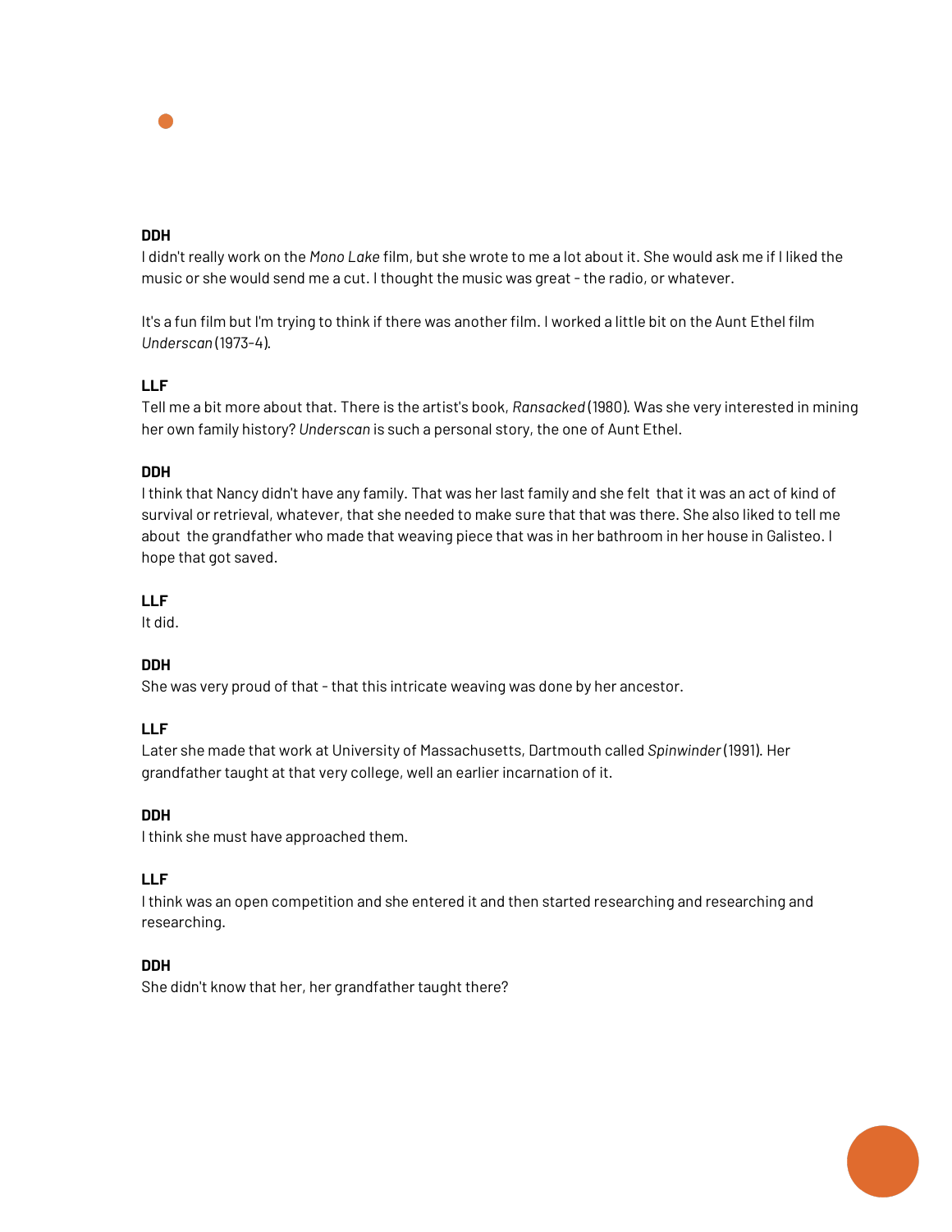**DDH**
I didn't really work on the *Mono Lake* film, but she wrote to me a lot about it. She would ask me if I liked the music or she would send me a cut. I thought the music was great - the radio, or whatever.

It's a fun film but I'm trying to think if there was another film. I worked a little bit on the Aunt Ethel film *Underscan* (1973-4).

**LLF**
Tell me a bit more about that. There is the artist's book, *Ransacked* (1980). Was she very interested in mining her own family history? *Underscan* is such a personal story, the one of Aunt Ethel.

**DDH**
I think that Nancy didn't have any family. That was her last family and she felt that it was an act of kind of survival or retrieval, whatever, that she needed to make sure that that was there. She also liked to tell me about the grandfather who made that weaving piece that was in her bathroom in her house in Galisteo. I hope that got saved.

**LLF**
It did.

**DDH**
She was very proud of that - that this intricate weaving was done by her ancestor.

**LLF**
Later she made that work at University of Massachusetts, Dartmouth called *Spinwinder* (1991). Her grandfather taught at that very college, well an earlier incarnation of it.

**DDH**
I think she must have approached them.

**LLF**
I think was an open competition and she entered it and then started researching and researching and researching.

**DDH**
She didn't know that her, her grandfather taught there?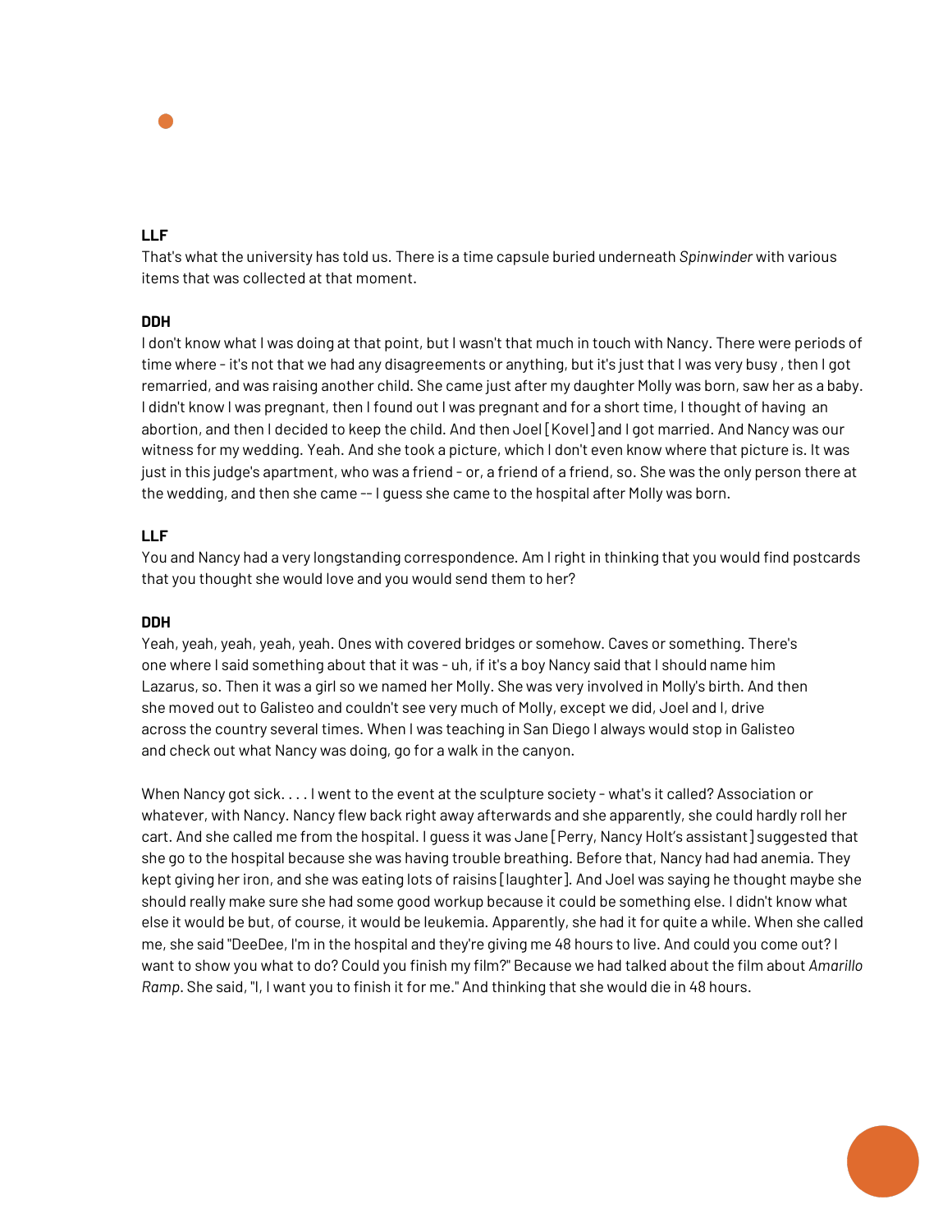**LLF**
That's what the university has told us. There is a time capsule buried underneath *Spinwinder* with various items that was collected at that moment.

**DDH**
I don't know what I was doing at that point, but I wasn't that much in touch with Nancy. There were periods of time where - it's not that we had any disagreements or anything, but it's just that I was very busy , then I got remarried, and was raising another child. She came just after my daughter Molly was born, saw her as a baby. I didn't know I was pregnant, then I found out I was pregnant and for a short time, I thought of having an abortion, and then I decided to keep the child. And then Joel [Kovel] and I got married. And Nancy was our witness for my wedding. Yeah. And she took a picture, which I don't even know where that picture is. It was just in this judge's apartment, who was a friend - or, a friend of a friend, so. She was the only person there at the wedding, and then she came -- I guess she came to the hospital after Molly was born.

**LLF**
You and Nancy had a very longstanding correspondence. Am I right in thinking that you would find postcards that you thought she would love and you would send them to her?

**DDH**
Yeah, yeah, yeah, yeah, yeah. Ones with covered bridges or somehow. Caves or something. There's one where I said something about that it was - uh, if it's a boy Nancy said that I should name him Lazarus, so. Then it was a girl so we named her Molly. She was very involved in Molly's birth. And then she moved out to Galisteo and couldn't see very much of Molly, except we did, Joel and I, drive across the country several times. When I was teaching in San Diego I always would stop in Galisteo and check out what Nancy was doing, go for a walk in the canyon.

When Nancy got sick. . . . I went to the event at the sculpture society - what's it called? Association or whatever, with Nancy. Nancy flew back right away afterwards and she apparently, she could hardly roll her cart. And she called me from the hospital. I guess it was Jane [Perry, Nancy Holt's assistant] suggested that she go to the hospital because she was having trouble breathing. Before that, Nancy had had anemia. They kept giving her iron, and she was eating lots of raisins [laughter]. And Joel was saying he thought maybe she should really make sure she had some good workup because it could be something else. I didn't know what else it would be but, of course, it would be leukemia. Apparently, she had it for quite a while. When she called me, she said "DeeDee, I'm in the hospital and they're giving me 48 hours to live. And could you come out? I want to show you what to do? Could you finish my film?" Because we had talked about the film about *Amarillo Ramp*. She said, "I, I want you to finish it for me." And thinking that she would die in 48 hours.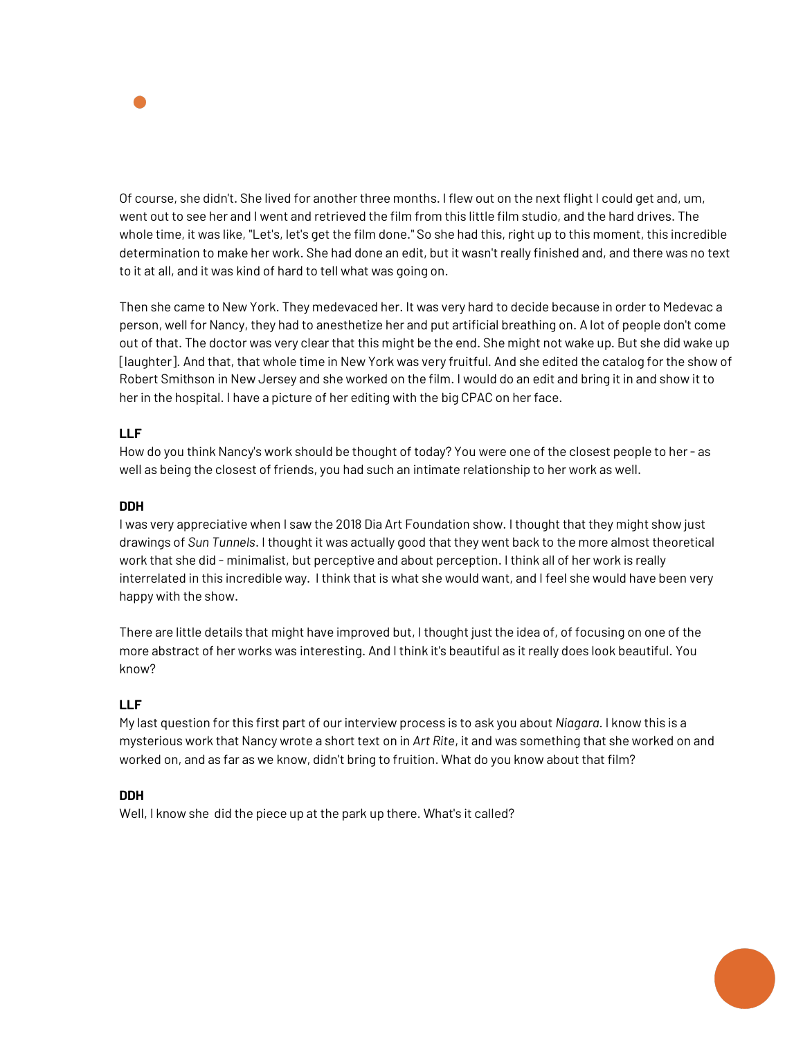Of course, she didn't. She lived for another three months. I flew out on the next flight I could get and, um, went out to see her and I went and retrieved the film from this little film studio, and the hard drives. The whole time, it was like, "Let's, let's get the film done." So she had this, right up to this moment, this incredible determination to make her work. She had done an edit, but it wasn't really finished and, and there was no text to it at all, and it was kind of hard to tell what was going on.

Then she came to New York. They medevaced her. It was very hard to decide because in order to Medevac a person, well for Nancy, they had to anesthetize her and put artificial breathing on. A lot of people don't come out of that. The doctor was very clear that this might be the end. She might not wake up. But she did wake up [laughter]. And that, that whole time in New York was very fruitful. And she edited the catalog for the show of Robert Smithson in New Jersey and she worked on the film. I would do an edit and bring it in and show it to her in the hospital. I have a picture of her editing with the big CPAC on her face.

**LLF**
How do you think Nancy's work should be thought of today? You were one of the closest people to her - as well as being the closest of friends, you had such an intimate relationship to her work as well.

**DDH**
I was very appreciative when I saw the 2018 Dia Art Foundation show. I thought that they might show just drawings of *Sun Tunnels*. I thought it was actually good that they went back to the more almost theoretical work that she did - minimalist, but perceptive and about perception. I think all of her work is really interrelated in this incredible way. I think that is what she would want, and I feel she would have been very happy with the show.

There are little details that might have improved but, I thought just the idea of, of focusing on one of the more abstract of her works was interesting. And I think it's beautiful as it really does look beautiful. You know?

**LLF**
My last question for this first part of our interview process is to ask you about *Niagara*. I know this is a mysterious work that Nancy wrote a short text on in *Art Rite*, it and was something that she worked on and worked on, and as far as we know, didn't bring to fruition. What do you know about that film?

**DDH**
Well, I know she did the piece up at the park up there. What's it called?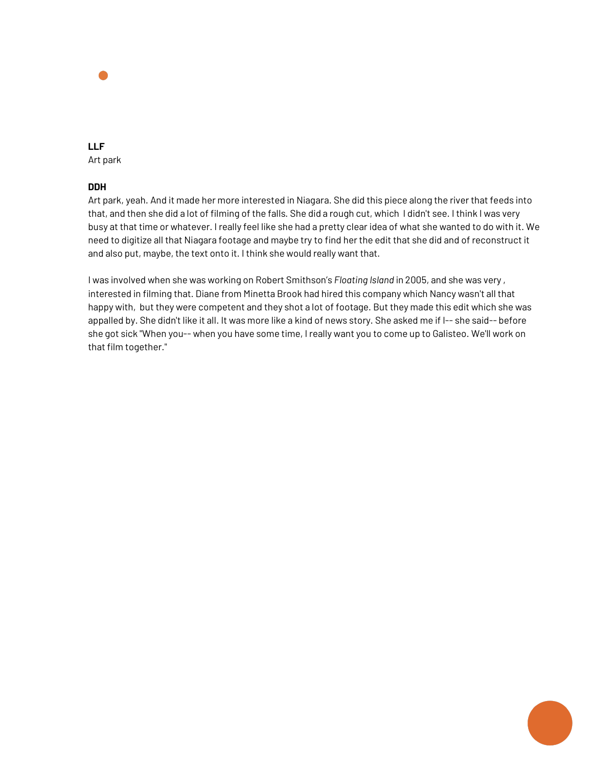**LLF**
Art park

**DDH**
Art park, yeah. And it made her more interested in Niagara. She did this piece along the river that feeds into that, and then she did a lot of filming of the falls. She did a rough cut, which I didn't see. I think I was very busy at that time or whatever. I really feel like she had a pretty clear idea of what she wanted to do with it. We need to digitize all that Niagara footage and maybe try to find her the edit that she did and of reconstruct it and also put, maybe, the text onto it. I think she would really want that.

I was involved when she was working on Robert Smithson's *Floating Island* in 2005, and she was very , interested in filming that. Diane from Minetta Brook had hired this company which Nancy wasn't all that happy with, but they were competent and they shot a lot of footage. But they made this edit which she was appalled by. She didn't like it all. It was more like a kind of news story. She asked me if I-- she said-- before she got sick "When you-- when you have some time, I really want you to come up to Galisteo. We'll work on that film together."